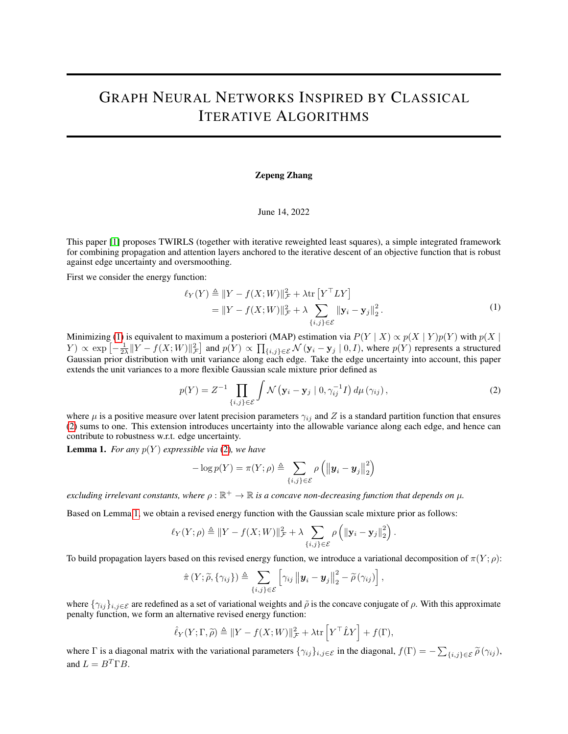# Graph Neural Networks Inspired by Classical Iterative Algorithms

**Zepeng Zhang**

June 14, 2022

This paper [1] proposes TWIRLS (together with iterative reweighted least squares), a simple integrated framework for combining propagation and attention layers anchored to the iterative descent of an objective function that is robust against edge uncertainty and oversmoothing.

First we consider the energy function:

$$
\begin{aligned}
\ell_Y(Y) &\triangleq \|Y - f(X;W)\|_{\mathcal{F}}^2 + \lambda \operatorname{tr}\left[Y^\top L Y\right] \\
&= \|Y - f(X;W)\|_{\mathcal{F}}^2 + \lambda \sum_{\{i,j\}\in\mathcal{E}} \|\mathbf{y}_i - \mathbf{y}_j\|_2^2 .
\end{aligned}
\tag{1}
$$

Minimizing (1) is equivalent to maximum a posteriori (MAP) estimation via $P(Y \mid X) \propto p(X \mid Y)p(Y)$ with $p(X \mid Y) \propto \exp\left[-\frac{1}{2\lambda}\|Y - f(X;W)\|_{\mathcal{F}}^2\right]$ and $p(Y) \propto \prod_{\{i,j\}\in\mathcal{E}} \mathcal{N}\left(\mathbf{y}_i - \mathbf{y}_j \mid 0, I\right)$, where $p(Y)$ represents a structured Gaussian prior distribution with unit variance along each edge. Take the edge uncertainty into account, this paper extends the unit variances to a more flexible Gaussian scale mixture prior defined as

$$
p(Y) = Z^{-1} \prod_{\{i,j\}\in\mathcal{E}} \int \mathcal{N}\left(\mathbf{y}_i - \mathbf{y}_j \mid 0, \gamma_{ij}^{-1} I\right) d\mu\left(\gamma_{ij}\right),
\tag{2}
$$

where $\mu$ is a positive measure over latent precision parameters $\gamma_{ij}$ and $Z$ is a standard partition function that ensures (2) sums to one. This extension introduces uncertainty into the allowable variance along each edge, and hence can contribute to robustness w.r.t. edge uncertainty.

**Lemma 1.** *For any $p(Y)$ expressible via (2), we have*

$$
-\log p(Y) = \pi(Y;\rho) \triangleq \sum_{\{i,j\}\in\mathcal{E}} \rho\left(\left\|\boldsymbol{y}_i - \boldsymbol{y}_j\right\|_2^2\right)
$$

*excluding irrelevant constants, where $\rho : \mathbb{R}^+ \to \mathbb{R}$ is a concave non-decreasing function that depends on $\mu$.*

Based on Lemma 1, we obtain a revised energy function with the Gaussian scale mixture prior as follows:

$$
\ell_Y(Y;\rho) \triangleq \|Y - f(X;W)\|_{\mathcal{F}}^2 + \lambda \sum_{\{i,j\}\in\mathcal{E}} \rho\left(\|\mathbf{y}_i - \mathbf{y}_j\|_2^2\right).
$$

To build propagation layers based on this revised energy function, we introduce a variational decomposition of $\pi(Y;\rho)$:

$$
\hat{\pi}\left(Y;\widetilde{\rho},\{\gamma_{ij}\}\right) \triangleq \sum_{\{i,j\}\in\mathcal{E}} \left[\gamma_{ij}\left\|\boldsymbol{y}_i - \boldsymbol{y}_j\right\|_2^2 - \widetilde{\rho}\left(\gamma_{ij}\right)\right],
$$

where $\{\gamma_{ij}\}_{i,j\in\mathcal{E}}$ are redefined as a set of variational weights and $\tilde{\rho}$ is the concave conjugate of $\rho$. With this approximate penalty function, we form an alternative revised energy function:

$$
\hat{\ell}_Y(Y;\Gamma,\widetilde{\rho}) \triangleq \|Y - f(X;W)\|_{\mathcal{F}}^2 + \lambda \operatorname{tr}\left[Y^\top \hat{L} Y\right] + f(\Gamma),
$$

where $\Gamma$ is a diagonal matrix with the variational parameters $\{\gamma_{ij}\}_{i,j\in\mathcal{E}}$ in the diagonal, $f(\Gamma) = -\sum_{\{i,j\}\in\mathcal{E}} \widetilde{\rho}\left(\gamma_{ij}\right)$, and $L = B^T \Gamma B$.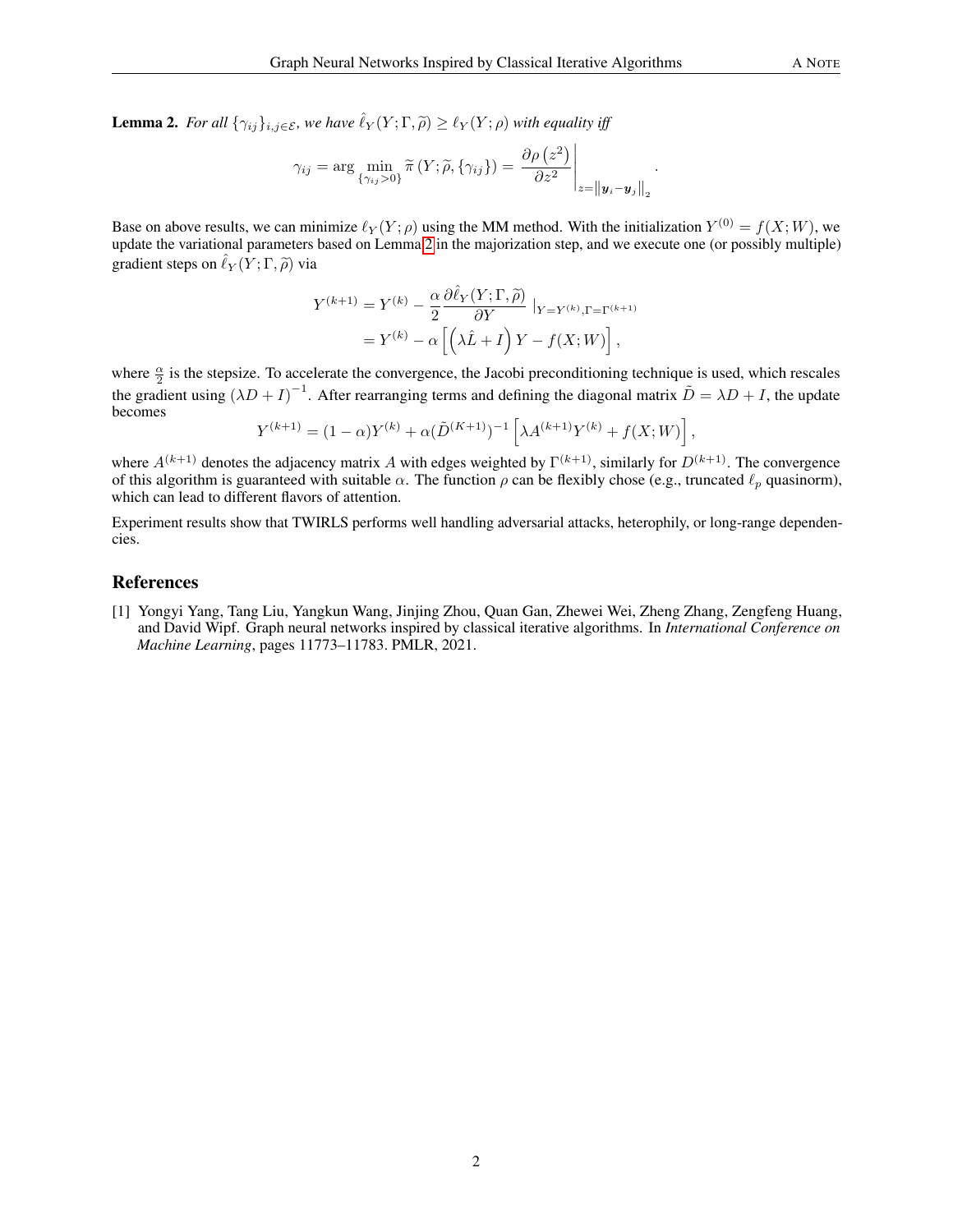**Lemma 2.** *For all $\{\gamma_{ij}\}_{i,j\in\mathcal{E}}$, we have $\hat{\ell}_Y(Y;\Gamma,\widetilde{\rho}) \geq \ell_Y(Y;\rho)$ with equality iff*

$$
\gamma_{ij} = \arg\min_{\{\gamma_{ij}>0\}} \widetilde{\pi}\left(Y;\widetilde{\rho},\{\gamma_{ij}\}\right) = \left.\frac{\partial \rho\left(z^2\right)}{\partial z^2}\right|_{z=\left\|\boldsymbol{y}_i-\boldsymbol{y}_j\right\|_2}.
$$

Base on above results, we can minimize $\ell_Y(Y;\rho)$ using the MM method. With the initialization $Y^{(0)} = f(X;W)$, we update the variational parameters based on Lemma 2 in the majorization step, and we execute one (or possibly multiple) gradient steps on $\hat{\ell}_Y(Y;\Gamma,\widetilde{\rho})$ via

$$
\begin{aligned}
Y^{(k+1)} &= Y^{(k)} - \frac{\alpha}{2}\frac{\partial \hat{\ell}_Y(Y;\Gamma,\widetilde{\rho})}{\partial Y} \mid_{Y=Y^{(k)},\Gamma=\Gamma^{(k+1)}} \\
&= Y^{(k)} - \alpha\left[\left(\lambda\hat{L}+I\right)Y - f(X;W)\right],
\end{aligned}
$$

where $\frac{\alpha}{2}$ is the stepsize. To accelerate the convergence, the Jacobi preconditioning technique is used, which rescales the gradient using $(\lambda D + I)^{-1}$. After rearranging terms and defining the diagonal matrix $\tilde{D} = \lambda D + I$, the update becomes

$$
Y^{(k+1)} = (1-\alpha)Y^{(k)} + \alpha(\tilde{D}^{(K+1)})^{-1}\left[\lambda A^{(k+1)}Y^{(k)} + f(X;W)\right],
$$

where $A^{(k+1)}$ denotes the adjacency matrix $A$ with edges weighted by $\Gamma^{(k+1)}$, similarly for $D^{(k+1)}$. The convergence of this algorithm is guaranteed with suitable $\alpha$. The function $\rho$ can be flexibly chose (e.g., truncated $\ell_p$ quasinorm), which can lead to different flavors of attention.

Experiment results show that TWIRLS performs well handling adversarial attacks, heterophily, or long-range dependencies.

## References

[1] Yongyi Yang, Tang Liu, Yangkun Wang, Jinjing Zhou, Quan Gan, Zhewei Wei, Zheng Zhang, Zengfeng Huang, and David Wipf. Graph neural networks inspired by classical iterative algorithms. In *International Conference on Machine Learning*, pages 11773–11783. PMLR, 2021.